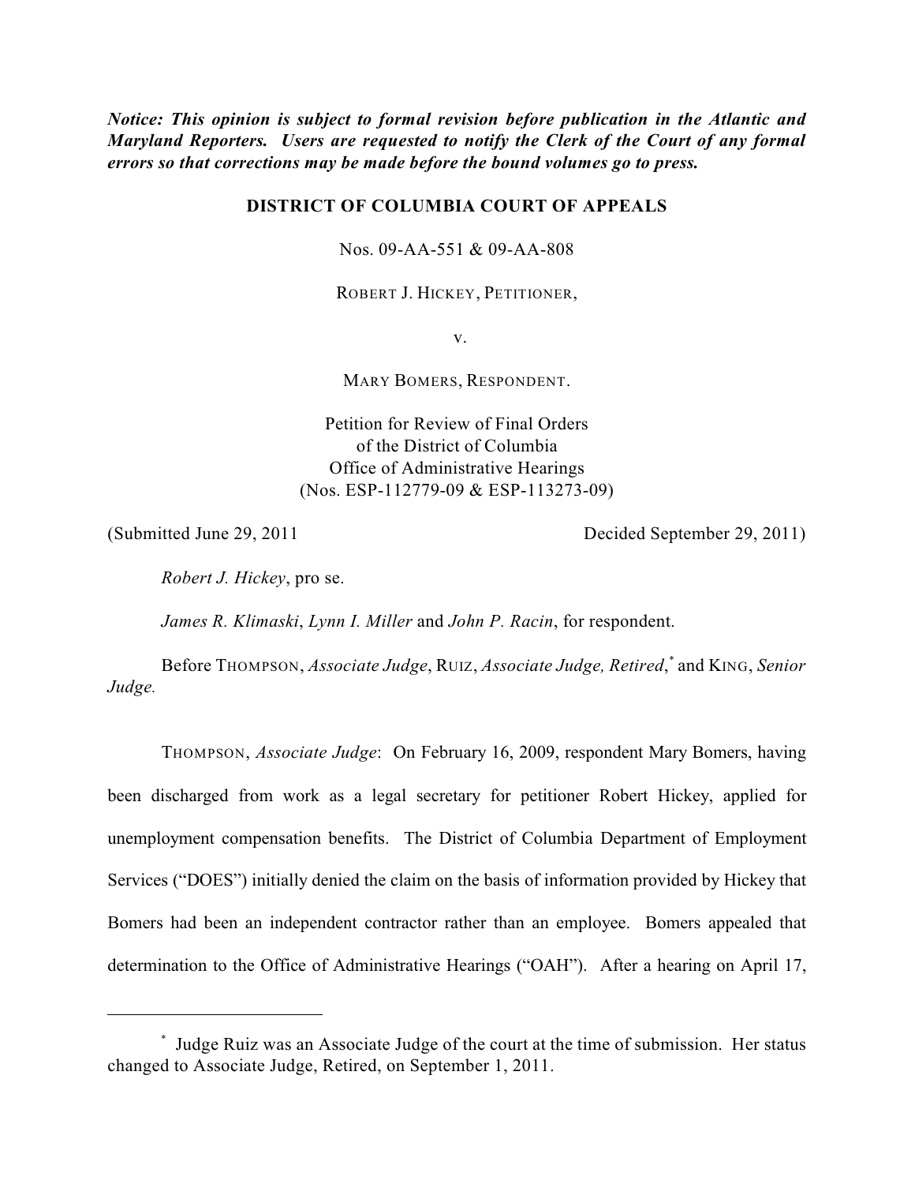***Notice: This opinion is subject to formal revision before publication in the Atlantic and Maryland Reporters. Users are requested to notify the Clerk of the Court of any formal errors so that corrections may be made before the bound volumes go to press.***

**DISTRICT OF COLUMBIA COURT OF APPEALS**

Nos. 09-AA-551 & 09-AA-808

ROBERT J. HICKEY, PETITIONER,

v.

MARY BOMERS, RESPONDENT.

Petition for Review of Final Orders
of the District of Columbia
Office of Administrative Hearings
(Nos. ESP-112779-09 & ESP-113273-09)

(Submitted June 29, 2011 Decided September 29, 2011)

*Robert J. Hickey*, pro se.

*James R. Klimaski*, *Lynn I. Miller* and *John P. Racin*, for respondent.

Before THOMPSON, *Associate Judge*, RUIZ, *Associate Judge, Retired*,[*] and KING, *Senior Judge.*

THOMPSON, *Associate Judge*: On February 16, 2009, respondent Mary Bomers, having been discharged from work as a legal secretary for petitioner Robert Hickey, applied for unemployment compensation benefits. The District of Columbia Department of Employment Services ("DOES") initially denied the claim on the basis of information provided by Hickey that Bomers had been an independent contractor rather than an employee. Bomers appealed that determination to the Office of Administrative Hearings ("OAH"). After a hearing on April 17,

---

[*] Judge Ruiz was an Associate Judge of the court at the time of submission. Her status changed to Associate Judge, Retired, on September 1, 2011.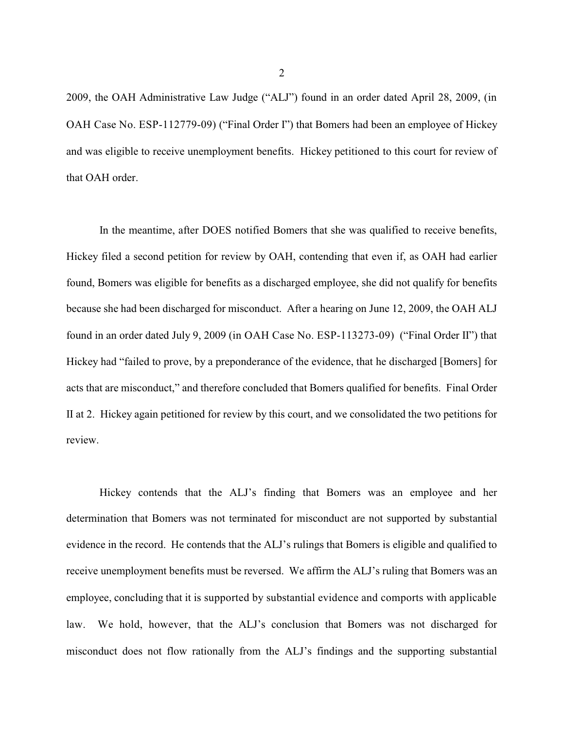2009, the OAH Administrative Law Judge ("ALJ") found in an order dated April 28, 2009, (in OAH Case No. ESP-112779-09) ("Final Order I") that Bomers had been an employee of Hickey and was eligible to receive unemployment benefits. Hickey petitioned to this court for review of that OAH order.

In the meantime, after DOES notified Bomers that she was qualified to receive benefits, Hickey filed a second petition for review by OAH, contending that even if, as OAH had earlier found, Bomers was eligible for benefits as a discharged employee, she did not qualify for benefits because she had been discharged for misconduct. After a hearing on June 12, 2009, the OAH ALJ found in an order dated July 9, 2009 (in OAH Case No. ESP-113273-09) ("Final Order II") that Hickey had "failed to prove, by a preponderance of the evidence, that he discharged [Bomers] for acts that are misconduct," and therefore concluded that Bomers qualified for benefits. Final Order II at 2. Hickey again petitioned for review by this court, and we consolidated the two petitions for review.

Hickey contends that the ALJ's finding that Bomers was an employee and her determination that Bomers was not terminated for misconduct are not supported by substantial evidence in the record. He contends that the ALJ's rulings that Bomers is eligible and qualified to receive unemployment benefits must be reversed. We affirm the ALJ's ruling that Bomers was an employee, concluding that it is supported by substantial evidence and comports with applicable law. We hold, however, that the ALJ's conclusion that Bomers was not discharged for misconduct does not flow rationally from the ALJ's findings and the supporting substantial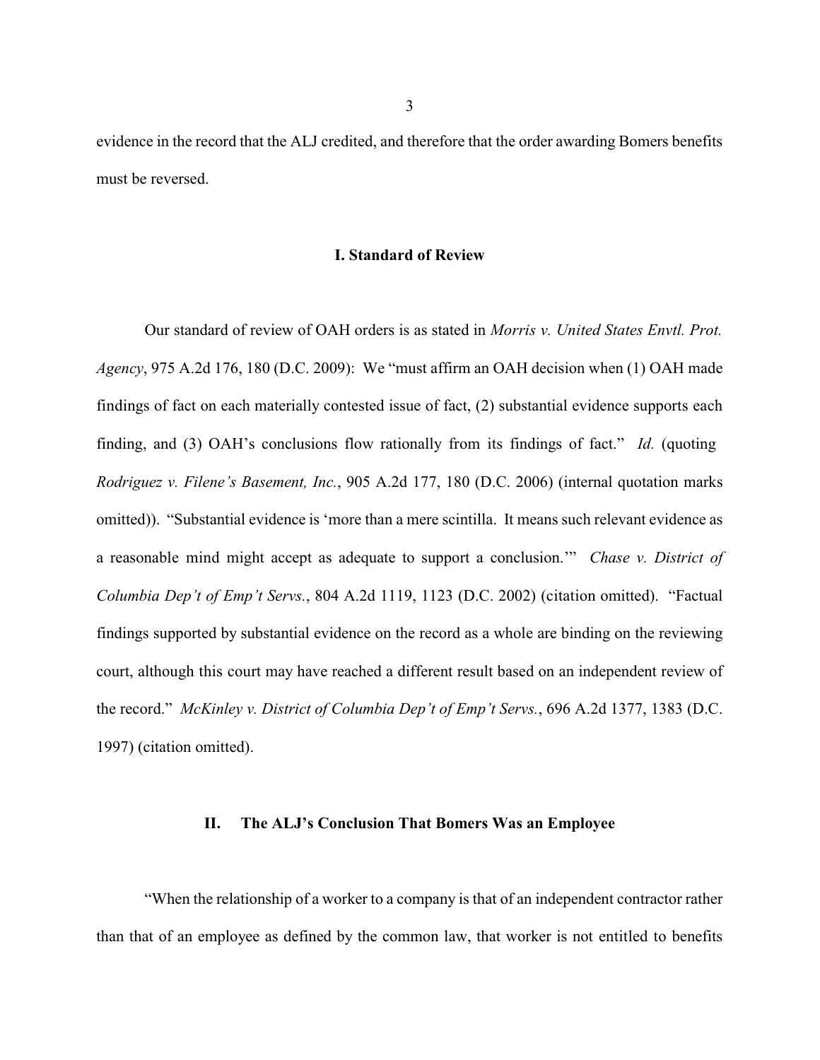evidence in the record that the ALJ credited, and therefore that the order awarding Bomers benefits must be reversed.

## I. Standard of Review

Our standard of review of OAH orders is as stated in *Morris v. United States Envtl. Prot. Agency*, 975 A.2d 176, 180 (D.C. 2009): We "must affirm an OAH decision when (1) OAH made findings of fact on each materially contested issue of fact, (2) substantial evidence supports each finding, and (3) OAH's conclusions flow rationally from its findings of fact." *Id.* (quoting *Rodriguez v. Filene's Basement, Inc.*, 905 A.2d 177, 180 (D.C. 2006) (internal quotation marks omitted)). "Substantial evidence is 'more than a mere scintilla. It means such relevant evidence as a reasonable mind might accept as adequate to support a conclusion.'" *Chase v. District of Columbia Dep't of Emp't Servs.*, 804 A.2d 1119, 1123 (D.C. 2002) (citation omitted). "Factual findings supported by substantial evidence on the record as a whole are binding on the reviewing court, although this court may have reached a different result based on an independent review of the record." *McKinley v. District of Columbia Dep't of Emp't Servs.*, 696 A.2d 1377, 1383 (D.C. 1997) (citation omitted).

## II. The ALJ's Conclusion That Bomers Was an Employee

"When the relationship of a worker to a company is that of an independent contractor rather than that of an employee as defined by the common law, that worker is not entitled to benefits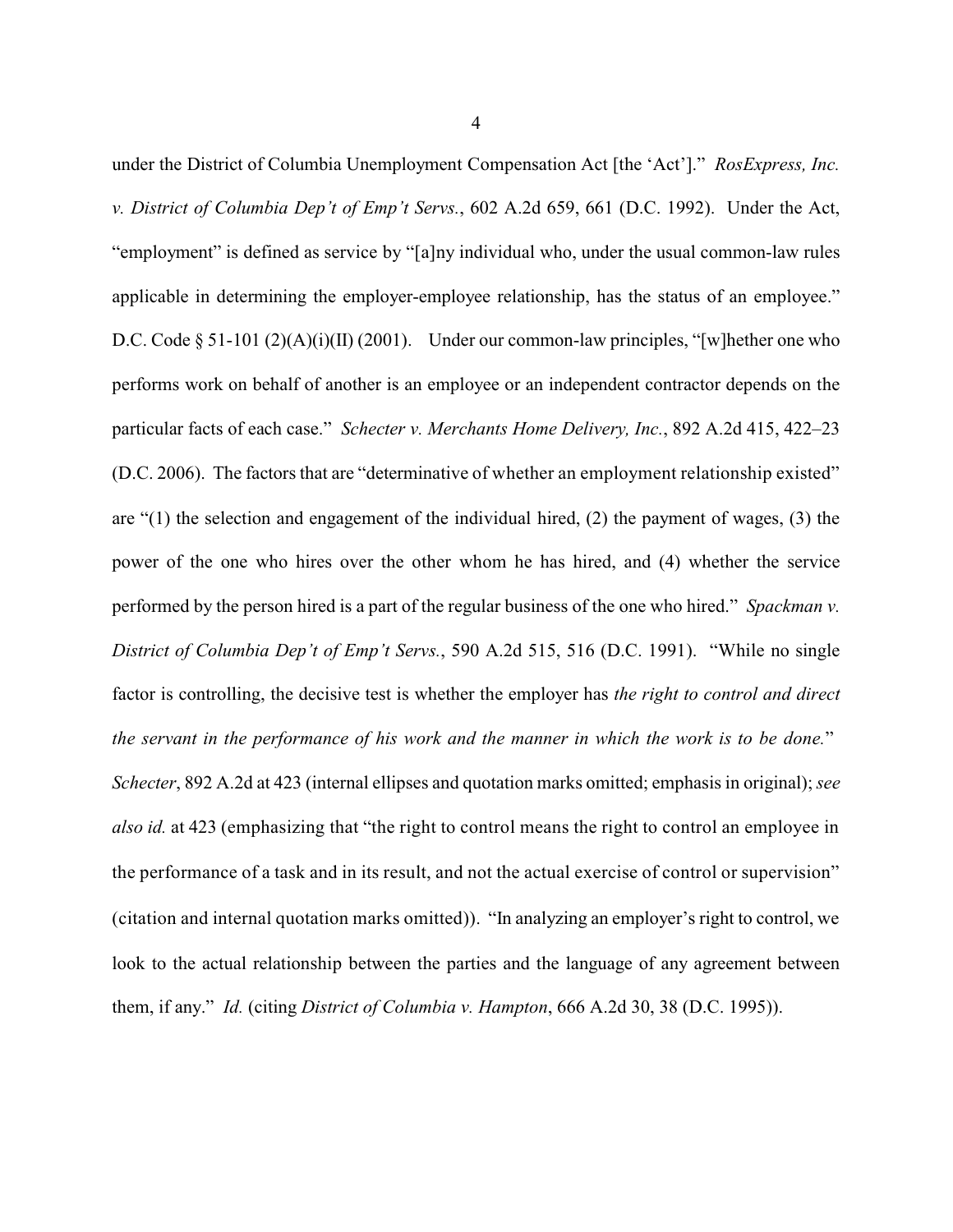under the District of Columbia Unemployment Compensation Act [the 'Act']." *RosExpress, Inc. v. District of Columbia Dep't of Emp't Servs.*, 602 A.2d 659, 661 (D.C. 1992). Under the Act, "employment" is defined as service by "[a]ny individual who, under the usual common-law rules applicable in determining the employer-employee relationship, has the status of an employee." D.C. Code § 51-101 (2)(A)(i)(II) (2001). Under our common-law principles, "[w]hether one who performs work on behalf of another is an employee or an independent contractor depends on the particular facts of each case." *Schecter v. Merchants Home Delivery, Inc.*, 892 A.2d 415, 422–23 (D.C. 2006). The factors that are "determinative of whether an employment relationship existed" are "(1) the selection and engagement of the individual hired, (2) the payment of wages, (3) the power of the one who hires over the other whom he has hired, and (4) whether the service performed by the person hired is a part of the regular business of the one who hired." *Spackman v. District of Columbia Dep't of Emp't Servs.*, 590 A.2d 515, 516 (D.C. 1991). "While no single factor is controlling, the decisive test is whether the employer has *the right to control and direct the servant in the performance of his work and the manner in which the work is to be done.*" *Schecter*, 892 A.2d at 423 (internal ellipses and quotation marks omitted; emphasis in original); *see also id.* at 423 (emphasizing that "the right to control means the right to control an employee in the performance of a task and in its result, and not the actual exercise of control or supervision" (citation and internal quotation marks omitted)). "In analyzing an employer's right to control, we look to the actual relationship between the parties and the language of any agreement between them, if any." *Id.* (citing *District of Columbia v. Hampton*, 666 A.2d 30, 38 (D.C. 1995)).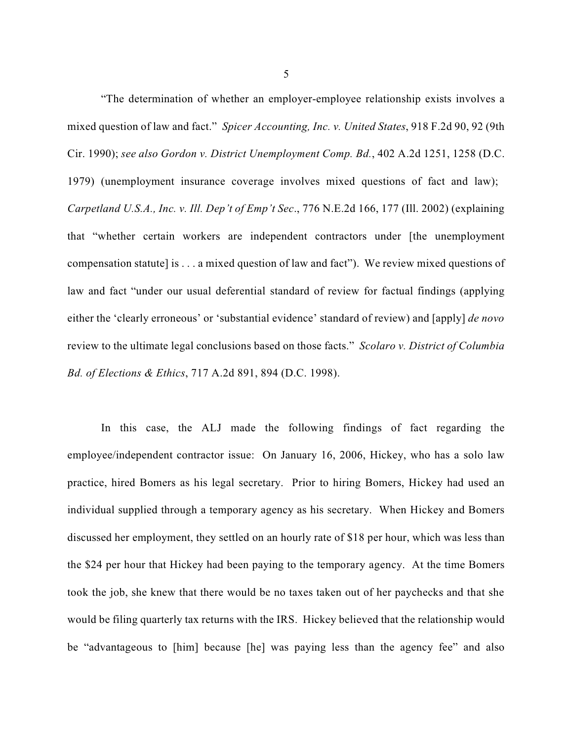"The determination of whether an employer-employee relationship exists involves a mixed question of law and fact." *Spicer Accounting, Inc. v. United States*, 918 F.2d 90, 92 (9th Cir. 1990); *see also Gordon v. District Unemployment Comp. Bd.*, 402 A.2d 1251, 1258 (D.C. 1979) (unemployment insurance coverage involves mixed questions of fact and law); *Carpetland U.S.A., Inc. v. Ill. Dep't of Emp't Sec*., 776 N.E.2d 166, 177 (Ill. 2002) (explaining that "whether certain workers are independent contractors under [the unemployment compensation statute] is . . . a mixed question of law and fact"). We review mixed questions of law and fact "under our usual deferential standard of review for factual findings (applying either the 'clearly erroneous' or 'substantial evidence' standard of review) and [apply] *de novo* review to the ultimate legal conclusions based on those facts." *Scolaro v. District of Columbia Bd. of Elections & Ethics*, 717 A.2d 891, 894 (D.C. 1998).

In this case, the ALJ made the following findings of fact regarding the employee/independent contractor issue: On January 16, 2006, Hickey, who has a solo law practice, hired Bomers as his legal secretary. Prior to hiring Bomers, Hickey had used an individual supplied through a temporary agency as his secretary. When Hickey and Bomers discussed her employment, they settled on an hourly rate of $18 per hour, which was less than the $24 per hour that Hickey had been paying to the temporary agency. At the time Bomers took the job, she knew that there would be no taxes taken out of her paychecks and that she would be filing quarterly tax returns with the IRS. Hickey believed that the relationship would be "advantageous to [him] because [he] was paying less than the agency fee" and also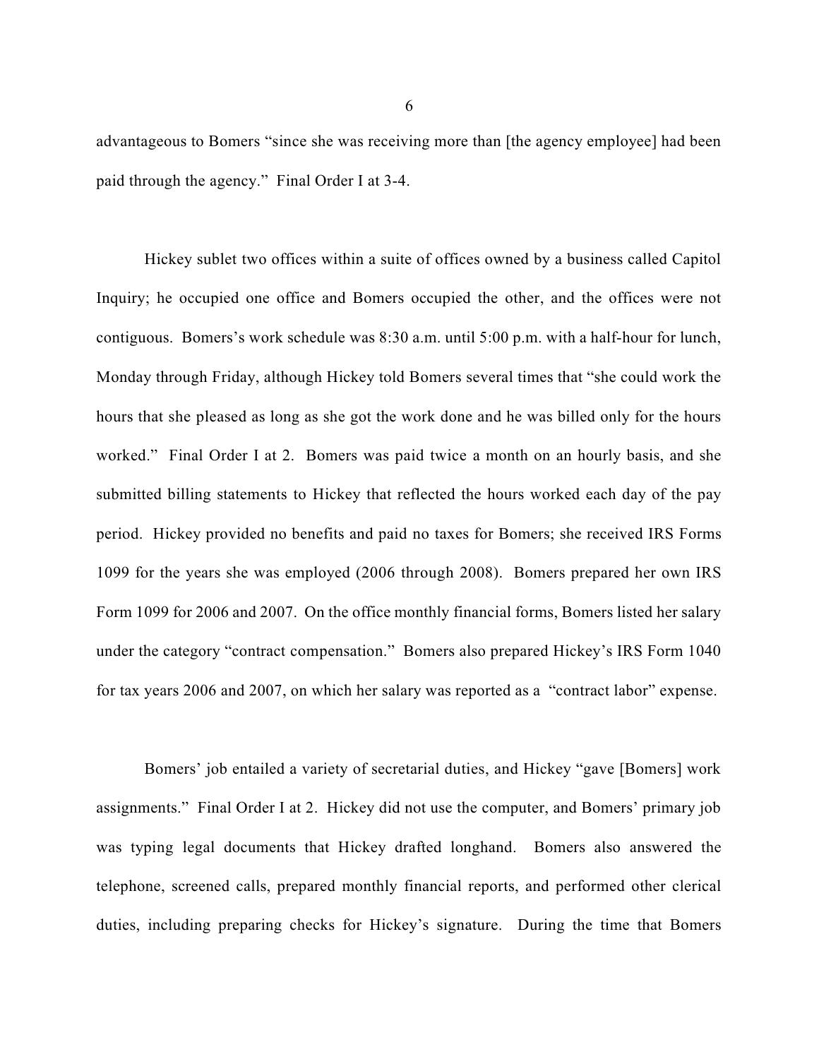advantageous to Bomers "since she was receiving more than [the agency employee] had been paid through the agency." Final Order I at 3-4.

Hickey sublet two offices within a suite of offices owned by a business called Capitol Inquiry; he occupied one office and Bomers occupied the other, and the offices were not contiguous. Bomers's work schedule was 8:30 a.m. until 5:00 p.m. with a half-hour for lunch, Monday through Friday, although Hickey told Bomers several times that "she could work the hours that she pleased as long as she got the work done and he was billed only for the hours worked." Final Order I at 2. Bomers was paid twice a month on an hourly basis, and she submitted billing statements to Hickey that reflected the hours worked each day of the pay period. Hickey provided no benefits and paid no taxes for Bomers; she received IRS Forms 1099 for the years she was employed (2006 through 2008). Bomers prepared her own IRS Form 1099 for 2006 and 2007. On the office monthly financial forms, Bomers listed her salary under the category "contract compensation." Bomers also prepared Hickey's IRS Form 1040 for tax years 2006 and 2007, on which her salary was reported as a "contract labor" expense.

Bomers' job entailed a variety of secretarial duties, and Hickey "gave [Bomers] work assignments." Final Order I at 2. Hickey did not use the computer, and Bomers' primary job was typing legal documents that Hickey drafted longhand. Bomers also answered the telephone, screened calls, prepared monthly financial reports, and performed other clerical duties, including preparing checks for Hickey's signature. During the time that Bomers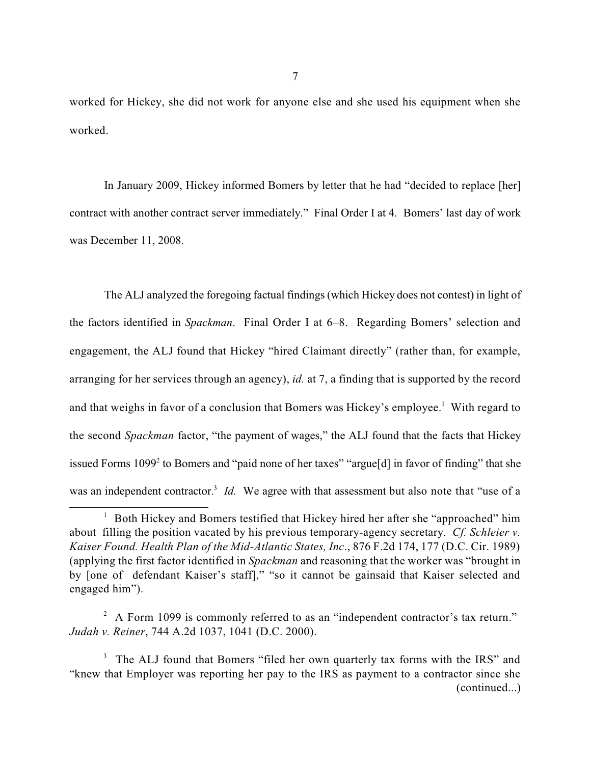worked for Hickey, she did not work for anyone else and she used his equipment when she worked.

In January 2009, Hickey informed Bomers by letter that he had "decided to replace [her] contract with another contract server immediately." Final Order I at 4. Bomers' last day of work was December 11, 2008.

The ALJ analyzed the foregoing factual findings (which Hickey does not contest) in light of the factors identified in *Spackman*. Final Order I at 6–8. Regarding Bomers' selection and engagement, the ALJ found that Hickey "hired Claimant directly" (rather than, for example, arranging for her services through an agency), *id.* at 7, a finding that is supported by the record and that weighs in favor of a conclusion that Bomers was Hickey's employee.[1] With regard to the second *Spackman* factor, "the payment of wages," the ALJ found that the facts that Hickey issued Forms 1099[2] to Bomers and "paid none of her taxes" "argue[d] in favor of finding" that she was an independent contractor.[3] *Id.* We agree with that assessment but also note that "use of a

---

[1] Both Hickey and Bomers testified that Hickey hired her after she "approached" him about filling the position vacated by his previous temporary-agency secretary. *Cf. Schleier v. Kaiser Found. Health Plan of the Mid-Atlantic States, Inc*., 876 F.2d 174, 177 (D.C. Cir. 1989) (applying the first factor identified in *Spackman* and reasoning that the worker was "brought in by [one of defendant Kaiser's staff]," "so it cannot be gainsaid that Kaiser selected and engaged him").

[2] A Form 1099 is commonly referred to as an "independent contractor's tax return." *Judah v. Reiner*, 744 A.2d 1037, 1041 (D.C. 2000).

[3] The ALJ found that Bomers "filed her own quarterly tax forms with the IRS" and "knew that Employer was reporting her pay to the IRS as payment to a contractor since she (continued...)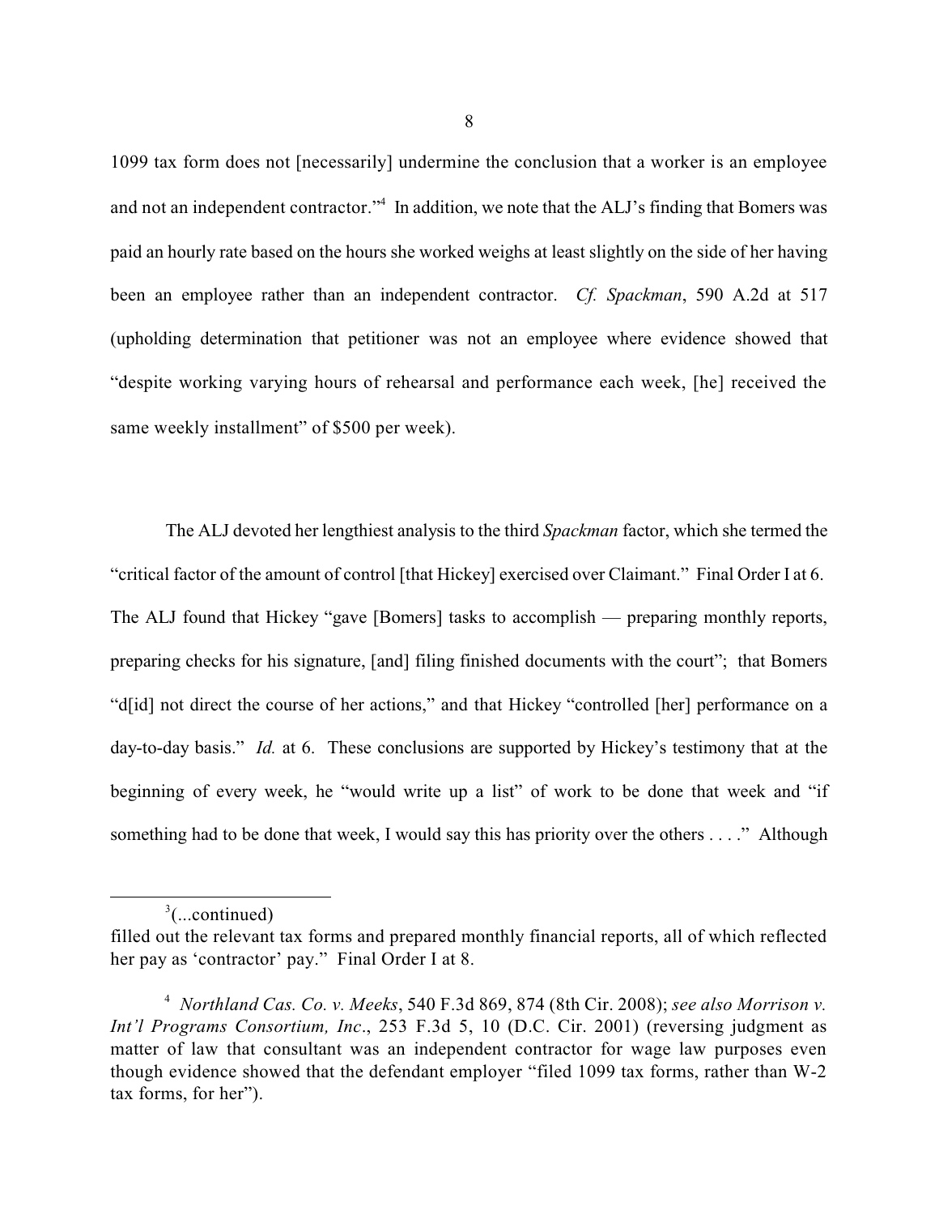1099 tax form does not [necessarily] undermine the conclusion that a worker is an employee and not an independent contractor."[4] In addition, we note that the ALJ's finding that Bomers was paid an hourly rate based on the hours she worked weighs at least slightly on the side of her having been an employee rather than an independent contractor. *Cf. Spackman*, 590 A.2d at 517 (upholding determination that petitioner was not an employee where evidence showed that "despite working varying hours of rehearsal and performance each week, [he] received the same weekly installment" of $500 per week).

The ALJ devoted her lengthiest analysis to the third *Spackman* factor, which she termed the "critical factor of the amount of control [that Hickey] exercised over Claimant." Final Order I at 6. The ALJ found that Hickey "gave [Bomers] tasks to accomplish — preparing monthly reports, preparing checks for his signature, [and] filing finished documents with the court"; that Bomers "d[id] not direct the course of her actions," and that Hickey "controlled [her] performance on a day-to-day basis." *Id.* at 6. These conclusions are supported by Hickey's testimony that at the beginning of every week, he "would write up a list" of work to be done that week and "if something had to be done that week, I would say this has priority over the others . . . ." Although

---

[3](...continued)
filled out the relevant tax forms and prepared monthly financial reports, all of which reflected her pay as 'contractor' pay." Final Order I at 8.

[4] *Northland Cas. Co. v. Meeks*, 540 F.3d 869, 874 (8th Cir. 2008); *see also Morrison v. Int'l Programs Consortium, Inc*., 253 F.3d 5, 10 (D.C. Cir. 2001) (reversing judgment as matter of law that consultant was an independent contractor for wage law purposes even though evidence showed that the defendant employer "filed 1099 tax forms, rather than W-2 tax forms, for her").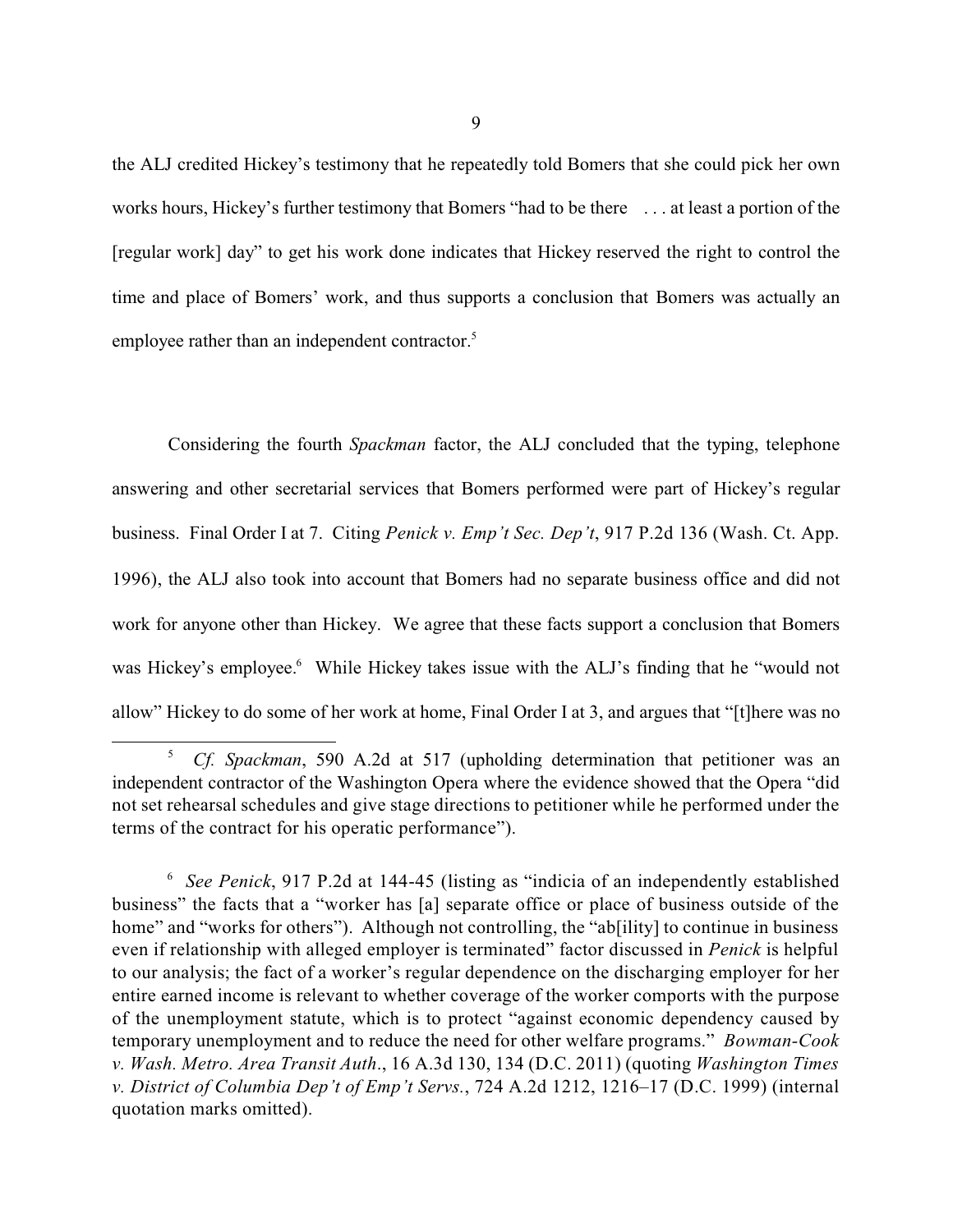the ALJ credited Hickey's testimony that he repeatedly told Bomers that she could pick her own works hours, Hickey's further testimony that Bomers "had to be there . . . at least a portion of the [regular work] day" to get his work done indicates that Hickey reserved the right to control the time and place of Bomers' work, and thus supports a conclusion that Bomers was actually an employee rather than an independent contractor.[5]

Considering the fourth *Spackman* factor, the ALJ concluded that the typing, telephone answering and other secretarial services that Bomers performed were part of Hickey's regular business. Final Order I at 7. Citing *Penick v. Emp't Sec. Dep't*, 917 P.2d 136 (Wash. Ct. App. 1996), the ALJ also took into account that Bomers had no separate business office and did not work for anyone other than Hickey. We agree that these facts support a conclusion that Bomers was Hickey's employee.[6] While Hickey takes issue with the ALJ's finding that he "would not allow" Hickey to do some of her work at home, Final Order I at 3, and argues that "[t]here was no

[5] *Cf. Spackman*, 590 A.2d at 517 (upholding determination that petitioner was an independent contractor of the Washington Opera where the evidence showed that the Opera "did not set rehearsal schedules and give stage directions to petitioner while he performed under the terms of the contract for his operatic performance").

[6] *See Penick*, 917 P.2d at 144-45 (listing as "indicia of an independently established business" the facts that a "worker has [a] separate office or place of business outside of the home" and "works for others"). Although not controlling, the "ab[ility] to continue in business even if relationship with alleged employer is terminated" factor discussed in *Penick* is helpful to our analysis; the fact of a worker's regular dependence on the discharging employer for her entire earned income is relevant to whether coverage of the worker comports with the purpose of the unemployment statute, which is to protect "against economic dependency caused by temporary unemployment and to reduce the need for other welfare programs." *Bowman-Cook v. Wash. Metro. Area Transit Auth*., 16 A.3d 130, 134 (D.C. 2011) (quoting *Washington Times v. District of Columbia Dep't of Emp't Servs.*, 724 A.2d 1212, 1216–17 (D.C. 1999) (internal quotation marks omitted).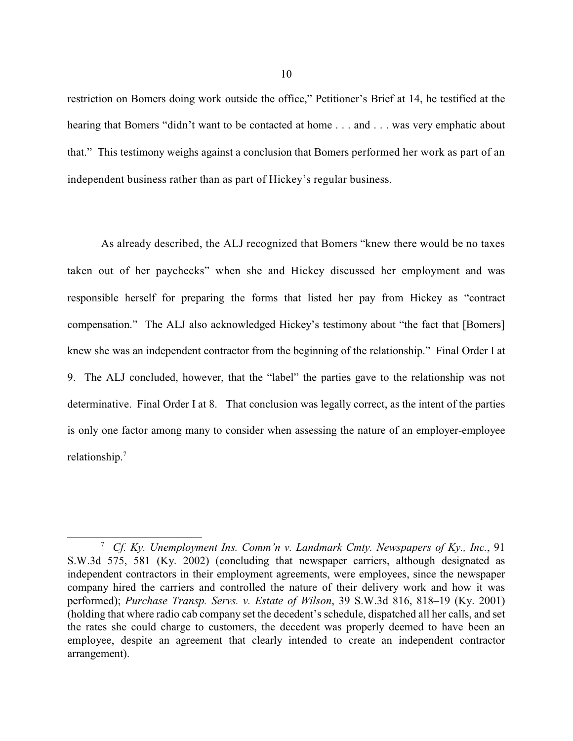restriction on Bomers doing work outside the office," Petitioner's Brief at 14, he testified at the hearing that Bomers "didn't want to be contacted at home . . . and . . . was very emphatic about that." This testimony weighs against a conclusion that Bomers performed her work as part of an independent business rather than as part of Hickey's regular business.

As already described, the ALJ recognized that Bomers "knew there would be no taxes taken out of her paychecks" when she and Hickey discussed her employment and was responsible herself for preparing the forms that listed her pay from Hickey as "contract compensation." The ALJ also acknowledged Hickey's testimony about "the fact that [Bomers] knew she was an independent contractor from the beginning of the relationship." Final Order I at 9. The ALJ concluded, however, that the "label" the parties gave to the relationship was not determinative. Final Order I at 8. That conclusion was legally correct, as the intent of the parties is only one factor among many to consider when assessing the nature of an employer-employee relationship.[7]

---

[7] *Cf. Ky. Unemployment Ins. Comm'n v. Landmark Cmty. Newspapers of Ky., Inc.*, 91 S.W.3d 575, 581 (Ky. 2002) (concluding that newspaper carriers, although designated as independent contractors in their employment agreements, were employees, since the newspaper company hired the carriers and controlled the nature of their delivery work and how it was performed); *Purchase Transp. Servs. v. Estate of Wilson*, 39 S.W.3d 816, 818–19 (Ky. 2001) (holding that where radio cab company set the decedent's schedule, dispatched all her calls, and set the rates she could charge to customers, the decedent was properly deemed to have been an employee, despite an agreement that clearly intended to create an independent contractor arrangement).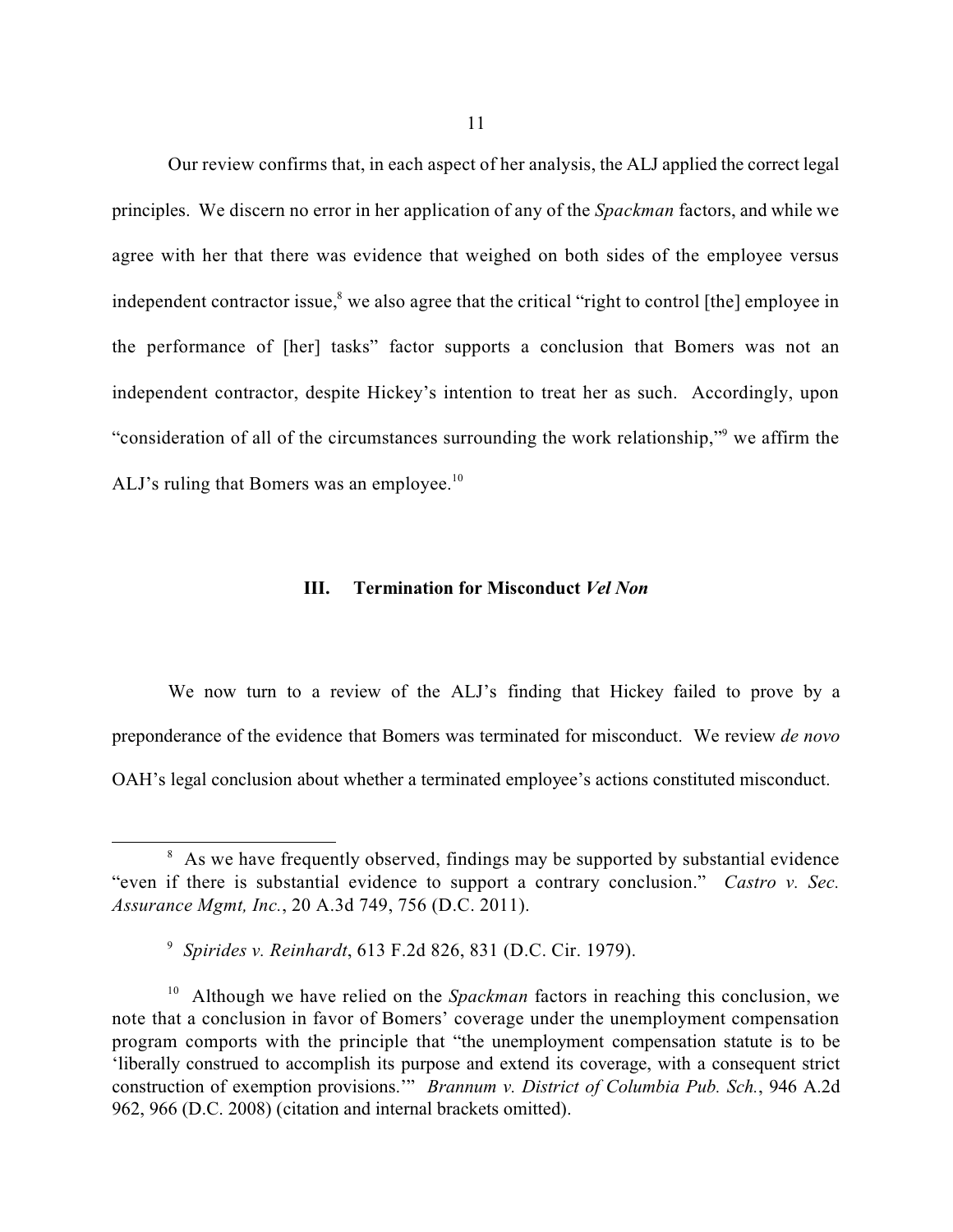Our review confirms that, in each aspect of her analysis, the ALJ applied the correct legal principles. We discern no error in her application of any of the *Spackman* factors, and while we agree with her that there was evidence that weighed on both sides of the employee versus independent contractor issue,[8] we also agree that the critical "right to control [the] employee in the performance of [her] tasks" factor supports a conclusion that Bomers was not an independent contractor, despite Hickey's intention to treat her as such. Accordingly, upon "consideration of all of the circumstances surrounding the work relationship,"[9] we affirm the ALJ's ruling that Bomers was an employee.[10]

## III. Termination for Misconduct *Vel Non*

We now turn to a review of the ALJ's finding that Hickey failed to prove by a preponderance of the evidence that Bomers was terminated for misconduct. We review *de novo* OAH's legal conclusion about whether a terminated employee's actions constituted misconduct.

---

[8] As we have frequently observed, findings may be supported by substantial evidence "even if there is substantial evidence to support a contrary conclusion." *Castro v. Sec. Assurance Mgmt, Inc.*, 20 A.3d 749, 756 (D.C. 2011).

[9] *Spirides v. Reinhardt*, 613 F.2d 826, 831 (D.C. Cir. 1979).

[10] Although we have relied on the *Spackman* factors in reaching this conclusion, we note that a conclusion in favor of Bomers' coverage under the unemployment compensation program comports with the principle that "the unemployment compensation statute is to be 'liberally construed to accomplish its purpose and extend its coverage, with a consequent strict construction of exemption provisions.'" *Brannum v. District of Columbia Pub. Sch.*, 946 A.2d 962, 966 (D.C. 2008) (citation and internal brackets omitted).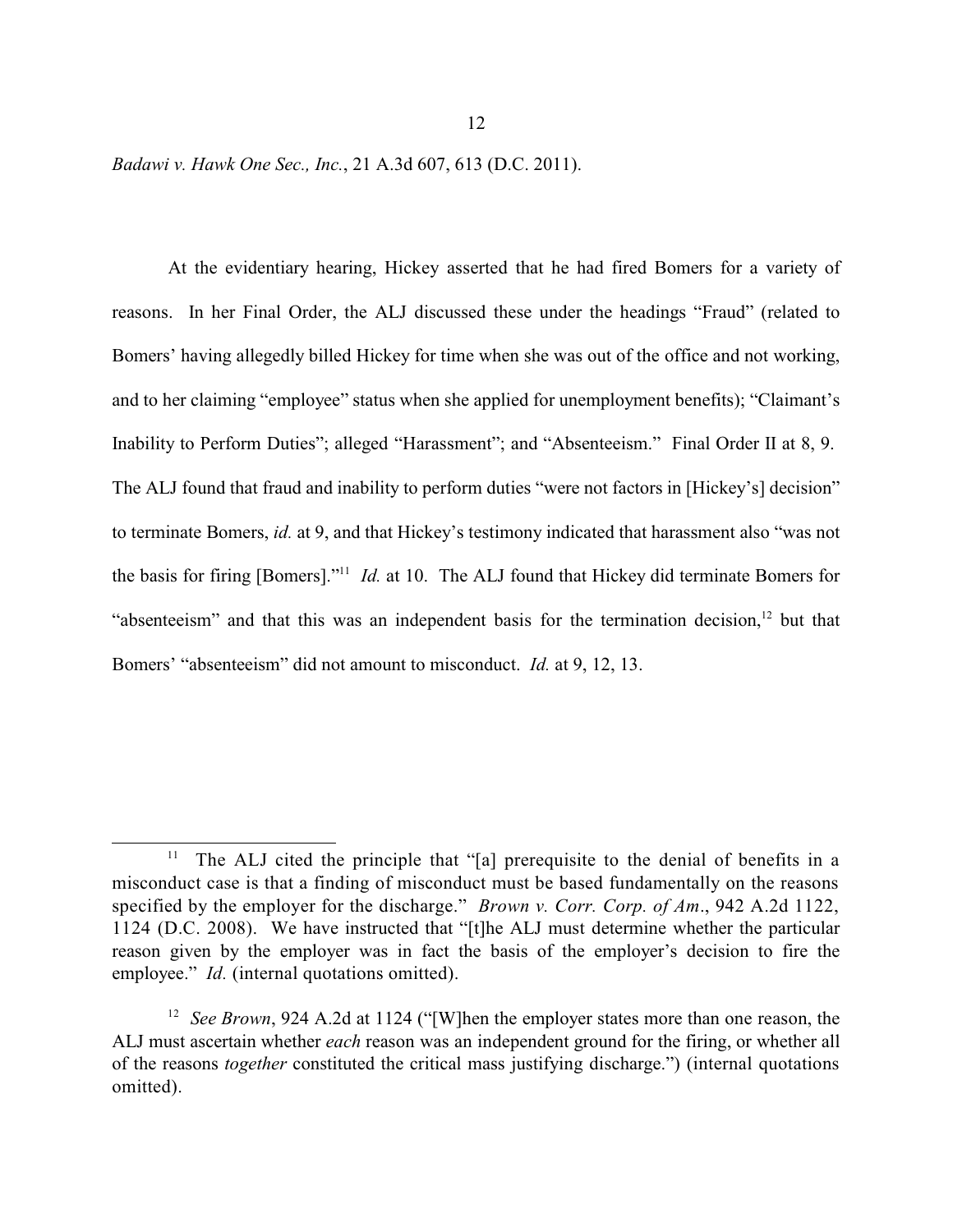*Badawi v. Hawk One Sec., Inc.*, 21 A.3d 607, 613 (D.C. 2011).

At the evidentiary hearing, Hickey asserted that he had fired Bomers for a variety of reasons. In her Final Order, the ALJ discussed these under the headings "Fraud" (related to Bomers' having allegedly billed Hickey for time when she was out of the office and not working, and to her claiming "employee" status when she applied for unemployment benefits); "Claimant's Inability to Perform Duties"; alleged "Harassment"; and "Absenteeism." Final Order II at 8, 9. The ALJ found that fraud and inability to perform duties "were not factors in [Hickey's] decision" to terminate Bomers, *id.* at 9, and that Hickey's testimony indicated that harassment also "was not the basis for firing [Bomers]."[11] *Id.* at 10. The ALJ found that Hickey did terminate Bomers for "absenteeism" and that this was an independent basis for the termination decision,[12] but that Bomers' "absenteeism" did not amount to misconduct. *Id.* at 9, 12, 13.

---

[11] The ALJ cited the principle that "[a] prerequisite to the denial of benefits in a misconduct case is that a finding of misconduct must be based fundamentally on the reasons specified by the employer for the discharge." *Brown v. Corr. Corp. of Am*., 942 A.2d 1122, 1124 (D.C. 2008). We have instructed that "[t]he ALJ must determine whether the particular reason given by the employer was in fact the basis of the employer's decision to fire the employee." *Id.* (internal quotations omitted).

[12] *See Brown*, 924 A.2d at 1124 ("[W]hen the employer states more than one reason, the ALJ must ascertain whether *each* reason was an independent ground for the firing, or whether all of the reasons *together* constituted the critical mass justifying discharge.") (internal quotations omitted).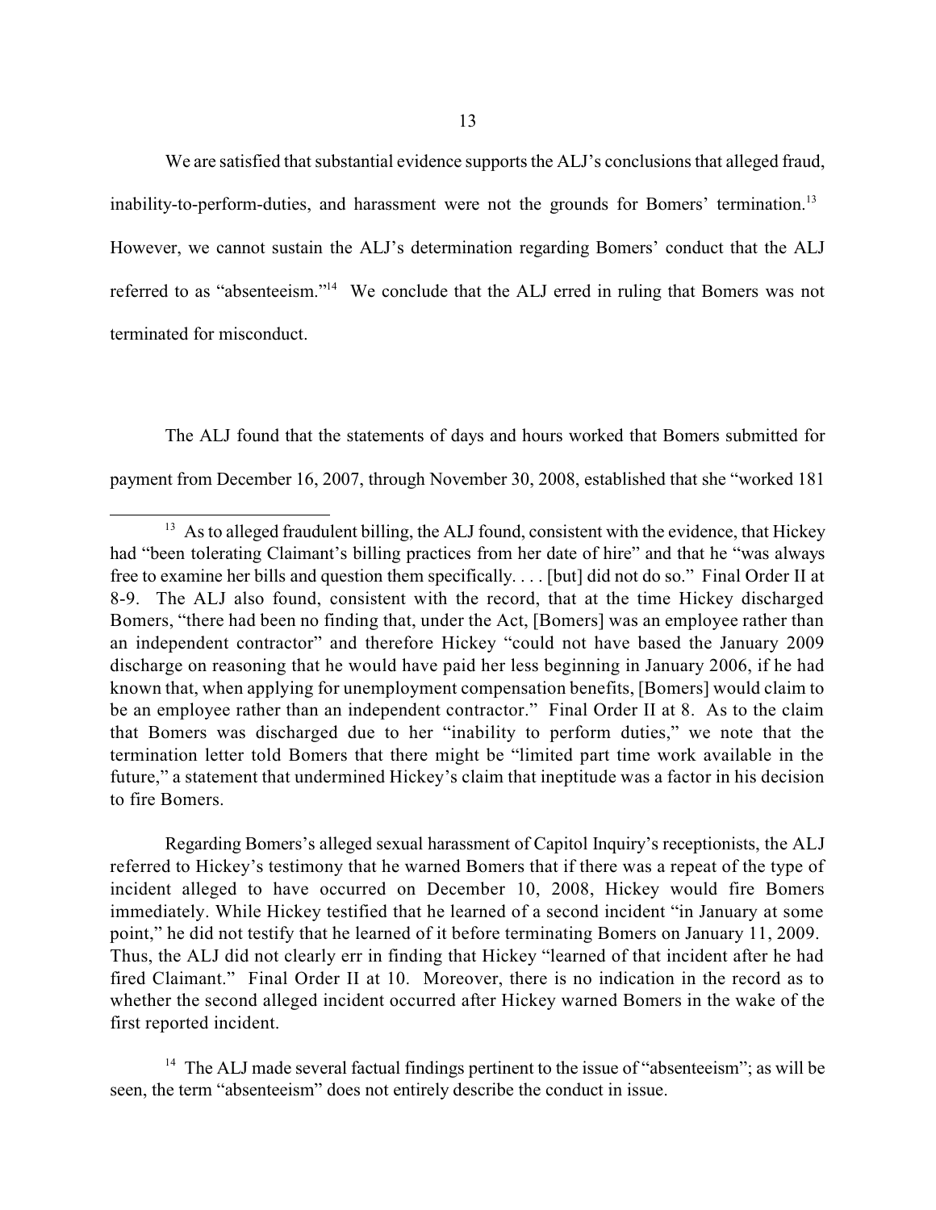We are satisfied that substantial evidence supports the ALJ's conclusions that alleged fraud, inability-to-perform-duties, and harassment were not the grounds for Bomers' termination.[13] However, we cannot sustain the ALJ's determination regarding Bomers' conduct that the ALJ referred to as "absenteeism."[14] We conclude that the ALJ erred in ruling that Bomers was not terminated for misconduct.

The ALJ found that the statements of days and hours worked that Bomers submitted for payment from December 16, 2007, through November 30, 2008, established that she "worked 181

---

[13] As to alleged fraudulent billing, the ALJ found, consistent with the evidence, that Hickey had "been tolerating Claimant's billing practices from her date of hire" and that he "was always free to examine her bills and question them specifically. . . . [but] did not do so." Final Order II at 8-9. The ALJ also found, consistent with the record, that at the time Hickey discharged Bomers, "there had been no finding that, under the Act, [Bomers] was an employee rather than an independent contractor" and therefore Hickey "could not have based the January 2009 discharge on reasoning that he would have paid her less beginning in January 2006, if he had known that, when applying for unemployment compensation benefits, [Bomers] would claim to be an employee rather than an independent contractor." Final Order II at 8. As to the claim that Bomers was discharged due to her "inability to perform duties," we note that the termination letter told Bomers that there might be "limited part time work available in the future," a statement that undermined Hickey's claim that ineptitude was a factor in his decision to fire Bomers.

Regarding Bomers's alleged sexual harassment of Capitol Inquiry's receptionists, the ALJ referred to Hickey's testimony that he warned Bomers that if there was a repeat of the type of incident alleged to have occurred on December 10, 2008, Hickey would fire Bomers immediately. While Hickey testified that he learned of a second incident "in January at some point," he did not testify that he learned of it before terminating Bomers on January 11, 2009. Thus, the ALJ did not clearly err in finding that Hickey "learned of that incident after he had fired Claimant." Final Order II at 10. Moreover, there is no indication in the record as to whether the second alleged incident occurred after Hickey warned Bomers in the wake of the first reported incident.

[14] The ALJ made several factual findings pertinent to the issue of "absenteeism"; as will be seen, the term "absenteeism" does not entirely describe the conduct in issue.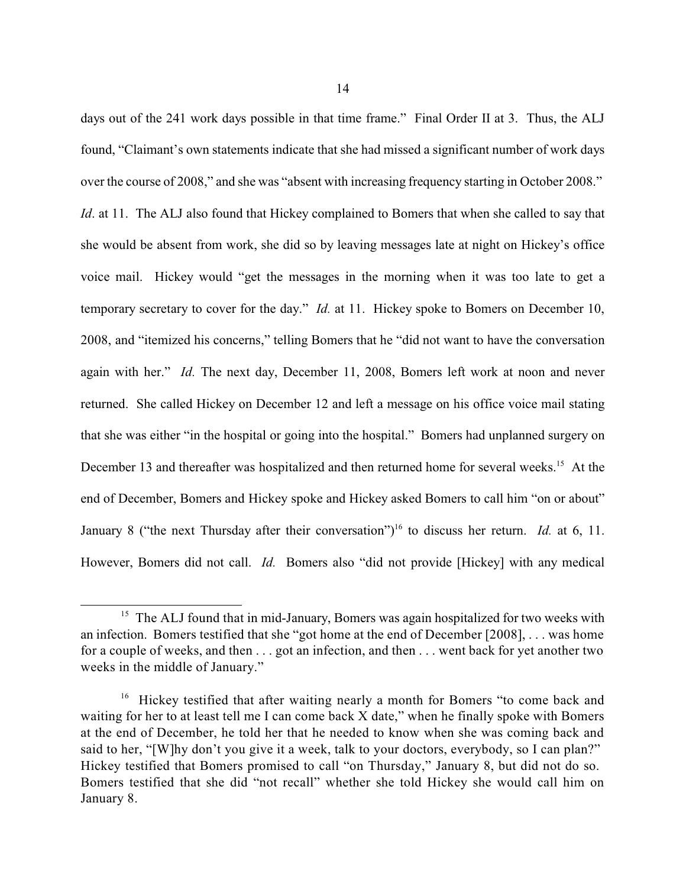days out of the 241 work days possible in that time frame." Final Order II at 3. Thus, the ALJ found, "Claimant's own statements indicate that she had missed a significant number of work days over the course of 2008," and she was "absent with increasing frequency starting in October 2008." *Id*. at 11. The ALJ also found that Hickey complained to Bomers that when she called to say that she would be absent from work, she did so by leaving messages late at night on Hickey's office voice mail. Hickey would "get the messages in the morning when it was too late to get a temporary secretary to cover for the day." *Id.* at 11. Hickey spoke to Bomers on December 10, 2008, and "itemized his concerns," telling Bomers that he "did not want to have the conversation again with her." *Id.* The next day, December 11, 2008, Bomers left work at noon and never returned. She called Hickey on December 12 and left a message on his office voice mail stating that she was either "in the hospital or going into the hospital." Bomers had unplanned surgery on December 13 and thereafter was hospitalized and then returned home for several weeks.[15] At the end of December, Bomers and Hickey spoke and Hickey asked Bomers to call him "on or about" January 8 ("the next Thursday after their conversation")[16] to discuss her return. *Id.* at 6, 11. However, Bomers did not call. *Id.* Bomers also "did not provide [Hickey] with any medical

---

[15] The ALJ found that in mid-January, Bomers was again hospitalized for two weeks with an infection. Bomers testified that she "got home at the end of December [2008], . . . was home for a couple of weeks, and then . . . got an infection, and then . . . went back for yet another two weeks in the middle of January."

[16] Hickey testified that after waiting nearly a month for Bomers "to come back and waiting for her to at least tell me I can come back X date," when he finally spoke with Bomers at the end of December, he told her that he needed to know when she was coming back and said to her, "[W]hy don't you give it a week, talk to your doctors, everybody, so I can plan?" Hickey testified that Bomers promised to call "on Thursday," January 8, but did not do so. Bomers testified that she did "not recall" whether she told Hickey she would call him on January 8.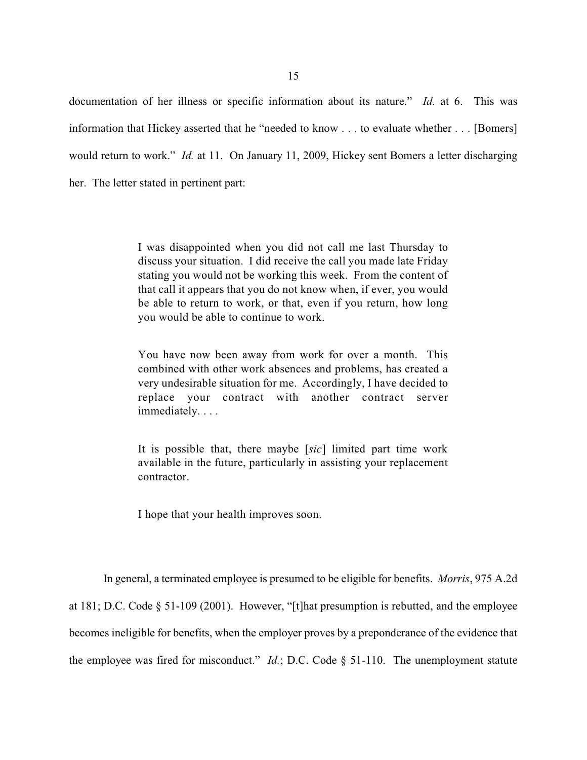documentation of her illness or specific information about its nature." *Id.* at 6. This was information that Hickey asserted that he "needed to know . . . to evaluate whether . . . [Bomers] would return to work." *Id.* at 11. On January 11, 2009, Hickey sent Bomers a letter discharging her. The letter stated in pertinent part:

> I was disappointed when you did not call me last Thursday to discuss your situation. I did receive the call you made late Friday stating you would not be working this week. From the content of that call it appears that you do not know when, if ever, you would be able to return to work, or that, even if you return, how long you would be able to continue to work.
>
> You have now been away from work for over a month. This combined with other work absences and problems, has created a very undesirable situation for me. Accordingly, I have decided to replace your contract with another contract server immediately. . . .
>
> It is possible that, there maybe [*sic*] limited part time work available in the future, particularly in assisting your replacement contractor.
>
> I hope that your health improves soon.

In general, a terminated employee is presumed to be eligible for benefits. *Morris*, 975 A.2d at 181; D.C. Code § 51-109 (2001). However, "[t]hat presumption is rebutted, and the employee becomes ineligible for benefits, when the employer proves by a preponderance of the evidence that the employee was fired for misconduct." *Id.*; D.C. Code § 51-110. The unemployment statute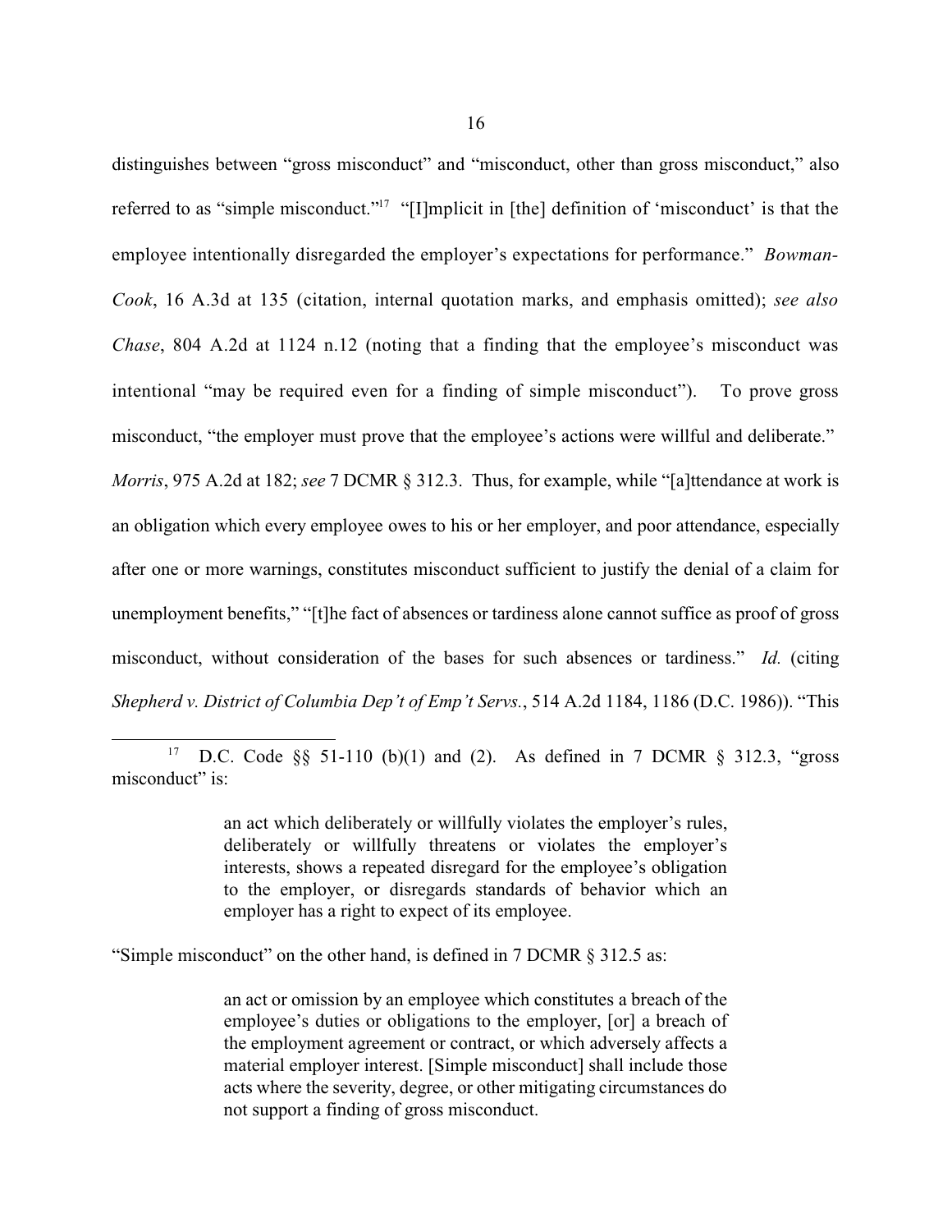distinguishes between "gross misconduct" and "misconduct, other than gross misconduct," also referred to as "simple misconduct."[17] "[I]mplicit in [the] definition of 'misconduct' is that the employee intentionally disregarded the employer's expectations for performance." *Bowman-Cook*, 16 A.3d at 135 (citation, internal quotation marks, and emphasis omitted); *see also Chase*, 804 A.2d at 1124 n.12 (noting that a finding that the employee's misconduct was intentional "may be required even for a finding of simple misconduct"). To prove gross misconduct, "the employer must prove that the employee's actions were willful and deliberate." *Morris*, 975 A.2d at 182; *see* 7 DCMR § 312.3. Thus, for example, while "[a]ttendance at work is an obligation which every employee owes to his or her employer, and poor attendance, especially after one or more warnings, constitutes misconduct sufficient to justify the denial of a claim for unemployment benefits," "[t]he fact of absences or tardiness alone cannot suffice as proof of gross misconduct, without consideration of the bases for such absences or tardiness." *Id.* (citing *Shepherd v. District of Columbia Dep't of Emp't Servs.*, 514 A.2d 1184, 1186 (D.C. 1986)). "This

---

[17] D.C. Code §§ 51-110 (b)(1) and (2). As defined in 7 DCMR § 312.3, "gross misconduct" is:

> an act which deliberately or willfully violates the employer's rules, deliberately or willfully threatens or violates the employer's interests, shows a repeated disregard for the employee's obligation to the employer, or disregards standards of behavior which an employer has a right to expect of its employee.

"Simple misconduct" on the other hand, is defined in 7 DCMR § 312.5 as:

> an act or omission by an employee which constitutes a breach of the employee's duties or obligations to the employer, [or] a breach of the employment agreement or contract, or which adversely affects a material employer interest. [Simple misconduct] shall include those acts where the severity, degree, or other mitigating circumstances do not support a finding of gross misconduct.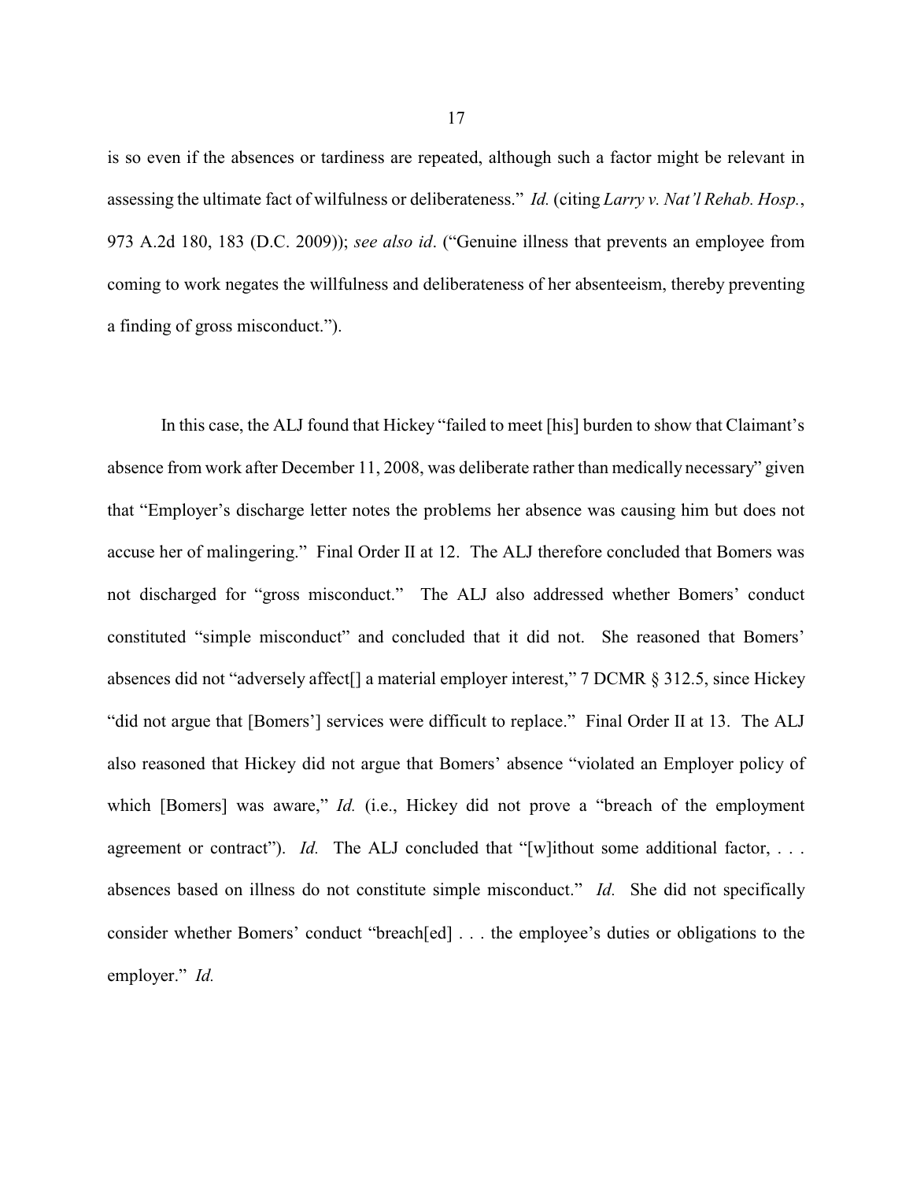is so even if the absences or tardiness are repeated, although such a factor might be relevant in assessing the ultimate fact of wilfulness or deliberateness." *Id.* (citing *Larry v. Nat'l Rehab. Hosp.*, 973 A.2d 180, 183 (D.C. 2009)); *see also id*. ("Genuine illness that prevents an employee from coming to work negates the willfulness and deliberateness of her absenteeism, thereby preventing a finding of gross misconduct.").

In this case, the ALJ found that Hickey "failed to meet [his] burden to show that Claimant's absence from work after December 11, 2008, was deliberate rather than medically necessary" given that "Employer's discharge letter notes the problems her absence was causing him but does not accuse her of malingering." Final Order II at 12. The ALJ therefore concluded that Bomers was not discharged for "gross misconduct." The ALJ also addressed whether Bomers' conduct constituted "simple misconduct" and concluded that it did not. She reasoned that Bomers' absences did not "adversely affect[] a material employer interest," 7 DCMR § 312.5, since Hickey "did not argue that [Bomers'] services were difficult to replace." Final Order II at 13. The ALJ also reasoned that Hickey did not argue that Bomers' absence "violated an Employer policy of which [Bomers] was aware," *Id.* (i.e., Hickey did not prove a "breach of the employment agreement or contract"). *Id.* The ALJ concluded that "[w]ithout some additional factor, . . . absences based on illness do not constitute simple misconduct." *Id.* She did not specifically consider whether Bomers' conduct "breach[ed] . . . the employee's duties or obligations to the employer." *Id.*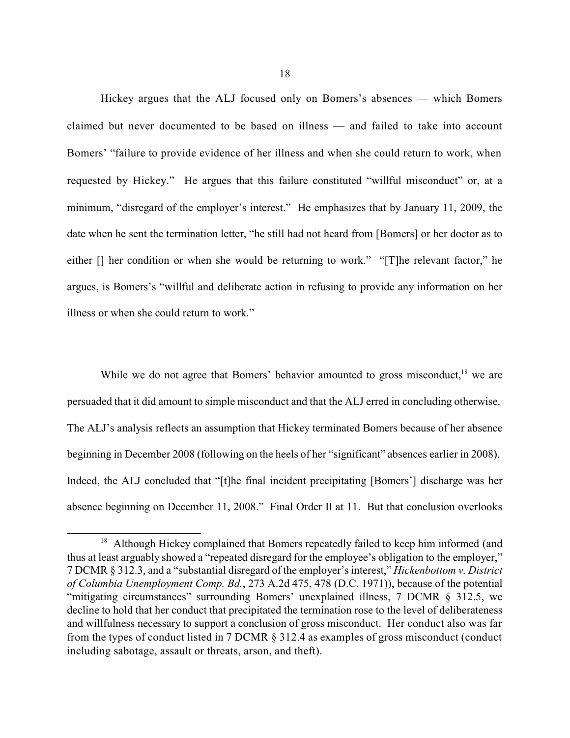Hickey argues that the ALJ focused only on Bomers's absences — which Bomers claimed but never documented to be based on illness — and failed to take into account Bomers' "failure to provide evidence of her illness and when she could return to work, when requested by Hickey." He argues that this failure constituted "willful misconduct" or, at a minimum, "disregard of the employer's interest." He emphasizes that by January 11, 2009, the date when he sent the termination letter, "he still had not heard from [Bomers] or her doctor as to either [] her condition or when she would be returning to work." "[T]he relevant factor," he argues, is Bomers's "willful and deliberate action in refusing to provide any information on her illness or when she could return to work."

While we do not agree that Bomers' behavior amounted to gross misconduct,[18] we are persuaded that it did amount to simple misconduct and that the ALJ erred in concluding otherwise. The ALJ's analysis reflects an assumption that Hickey terminated Bomers because of her absence beginning in December 2008 (following on the heels of her "significant" absences earlier in 2008). Indeed, the ALJ concluded that "[t]he final incident precipitating [Bomers'] discharge was her absence beginning on December 11, 2008." Final Order II at 11. But that conclusion overlooks

[18] Although Hickey complained that Bomers repeatedly failed to keep him informed (and thus at least arguably showed a "repeated disregard for the employee's obligation to the employer," 7 DCMR § 312.3, and a "substantial disregard of the employer's interest," *Hickenbottom v. District of Columbia Unemployment Comp. Bd.*, 273 A.2d 475, 478 (D.C. 1971)), because of the potential "mitigating circumstances" surrounding Bomers' unexplained illness, 7 DCMR § 312.5, we decline to hold that her conduct that precipitated the termination rose to the level of deliberateness and willfulness necessary to support a conclusion of gross misconduct. Her conduct also was far from the types of conduct listed in 7 DCMR § 312.4 as examples of gross misconduct (conduct including sabotage, assault or threats, arson, and theft).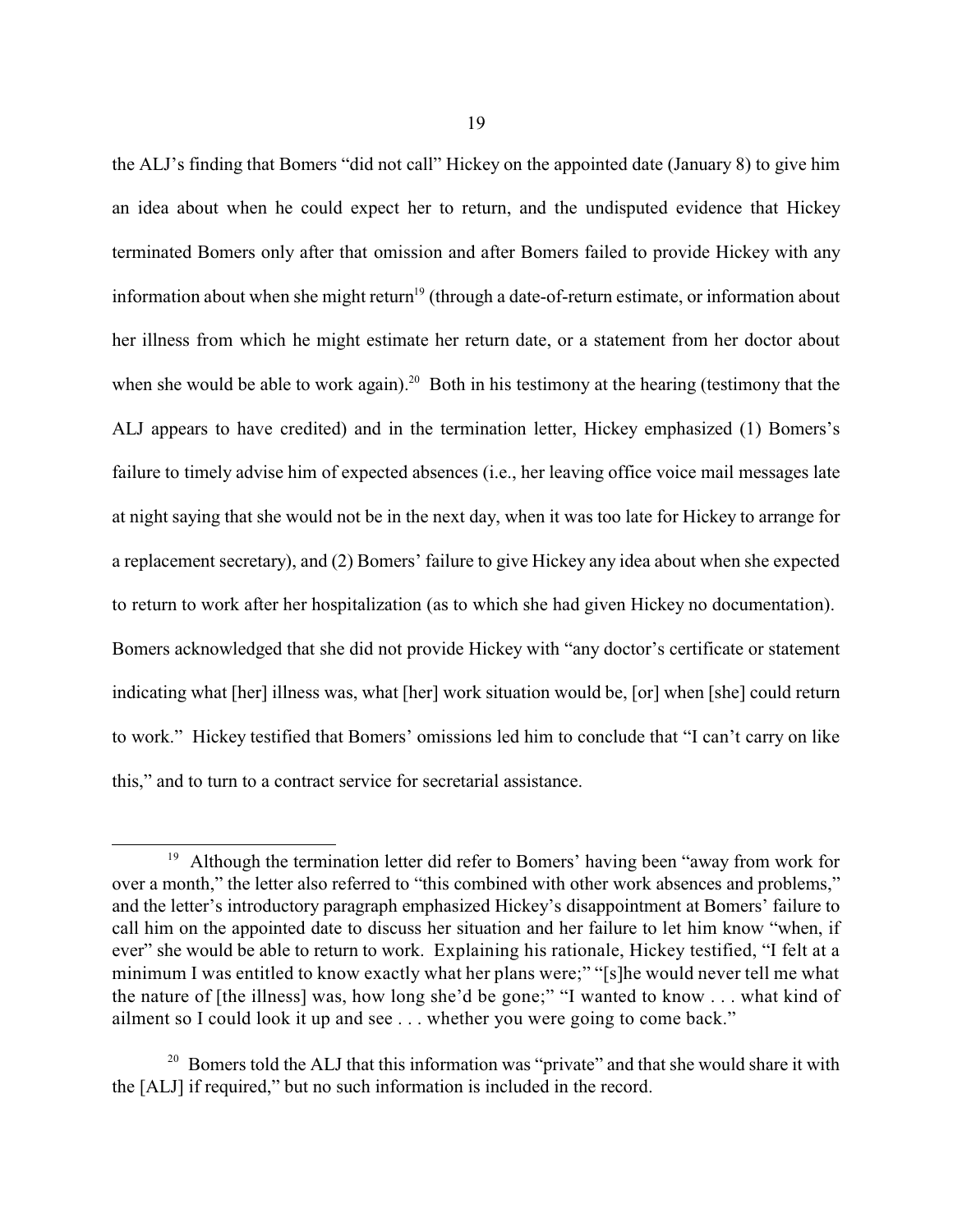the ALJ's finding that Bomers "did not call" Hickey on the appointed date (January 8) to give him an idea about when he could expect her to return, and the undisputed evidence that Hickey terminated Bomers only after that omission and after Bomers failed to provide Hickey with any information about when she might return[19] (through a date-of-return estimate, or information about her illness from which he might estimate her return date, or a statement from her doctor about when she would be able to work again).[20] Both in his testimony at the hearing (testimony that the ALJ appears to have credited) and in the termination letter, Hickey emphasized (1) Bomers's failure to timely advise him of expected absences (i.e., her leaving office voice mail messages late at night saying that she would not be in the next day, when it was too late for Hickey to arrange for a replacement secretary), and (2) Bomers' failure to give Hickey any idea about when she expected to return to work after her hospitalization (as to which she had given Hickey no documentation). Bomers acknowledged that she did not provide Hickey with "any doctor's certificate or statement indicating what [her] illness was, what [her] work situation would be, [or] when [she] could return to work." Hickey testified that Bomers' omissions led him to conclude that "I can't carry on like this," and to turn to a contract service for secretarial assistance.

---

[19] Although the termination letter did refer to Bomers' having been "away from work for over a month," the letter also referred to "this combined with other work absences and problems," and the letter's introductory paragraph emphasized Hickey's disappointment at Bomers' failure to call him on the appointed date to discuss her situation and her failure to let him know "when, if ever" she would be able to return to work. Explaining his rationale, Hickey testified, "I felt at a minimum I was entitled to know exactly what her plans were;" "[s]he would never tell me what the nature of [the illness] was, how long she'd be gone;" "I wanted to know . . . what kind of ailment so I could look it up and see . . . whether you were going to come back."

[20] Bomers told the ALJ that this information was "private" and that she would share it with the [ALJ] if required," but no such information is included in the record.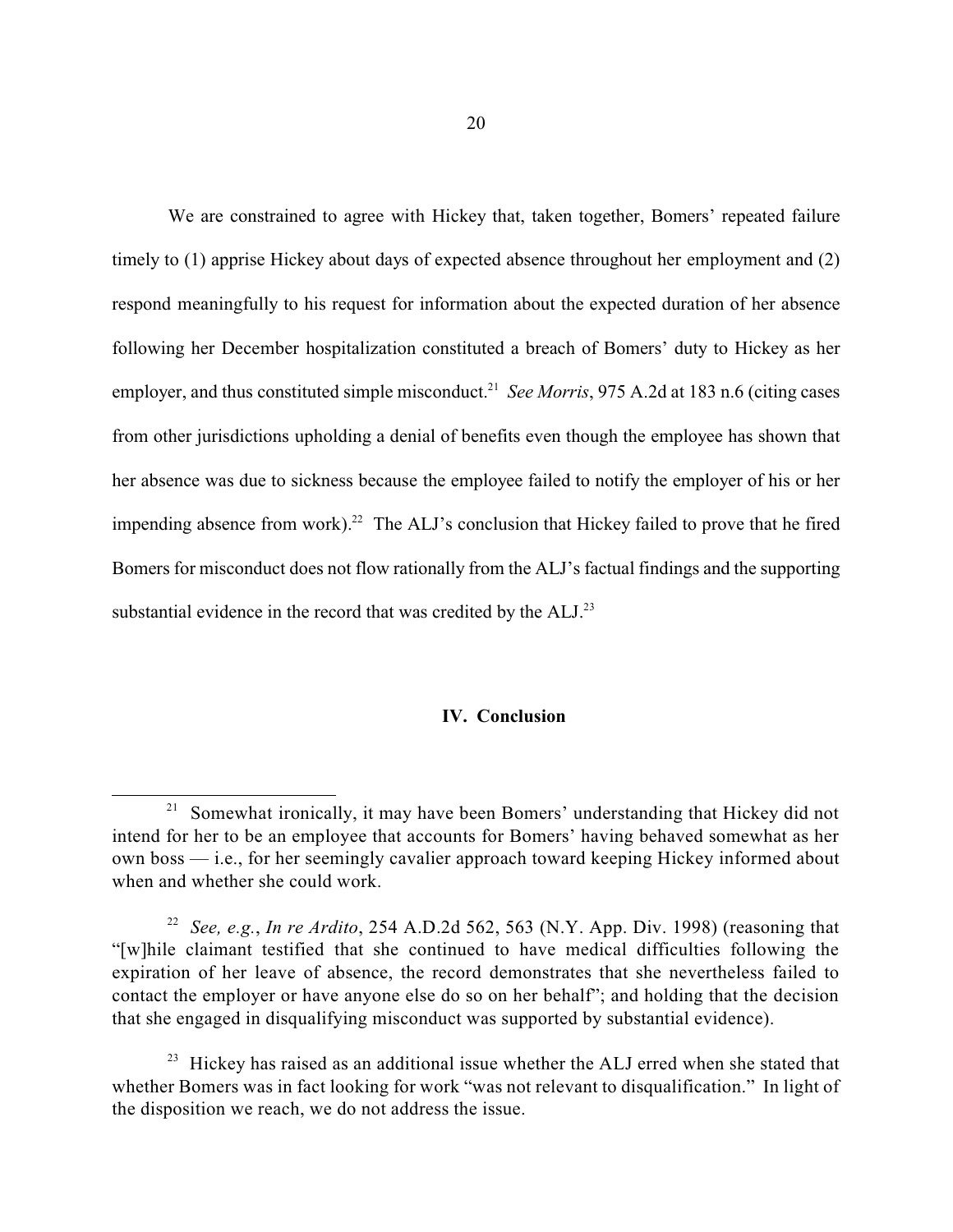We are constrained to agree with Hickey that, taken together, Bomers' repeated failure timely to (1) apprise Hickey about days of expected absence throughout her employment and (2) respond meaningfully to his request for information about the expected duration of her absence following her December hospitalization constituted a breach of Bomers' duty to Hickey as her employer, and thus constituted simple misconduct.[21] *See Morris*, 975 A.2d at 183 n.6 (citing cases from other jurisdictions upholding a denial of benefits even though the employee has shown that her absence was due to sickness because the employee failed to notify the employer of his or her impending absence from work).[22] The ALJ's conclusion that Hickey failed to prove that he fired Bomers for misconduct does not flow rationally from the ALJ's factual findings and the supporting substantial evidence in the record that was credited by the ALJ.[23]

## IV. Conclusion

---

[21] Somewhat ironically, it may have been Bomers' understanding that Hickey did not intend for her to be an employee that accounts for Bomers' having behaved somewhat as her own boss — i.e., for her seemingly cavalier approach toward keeping Hickey informed about when and whether she could work.

[22] *See, e.g.*, *In re Ardito*, 254 A.D.2d 562, 563 (N.Y. App. Div. 1998) (reasoning that "[w]hile claimant testified that she continued to have medical difficulties following the expiration of her leave of absence, the record demonstrates that she nevertheless failed to contact the employer or have anyone else do so on her behalf"; and holding that the decision that she engaged in disqualifying misconduct was supported by substantial evidence).

[23] Hickey has raised as an additional issue whether the ALJ erred when she stated that whether Bomers was in fact looking for work "was not relevant to disqualification." In light of the disposition we reach, we do not address the issue.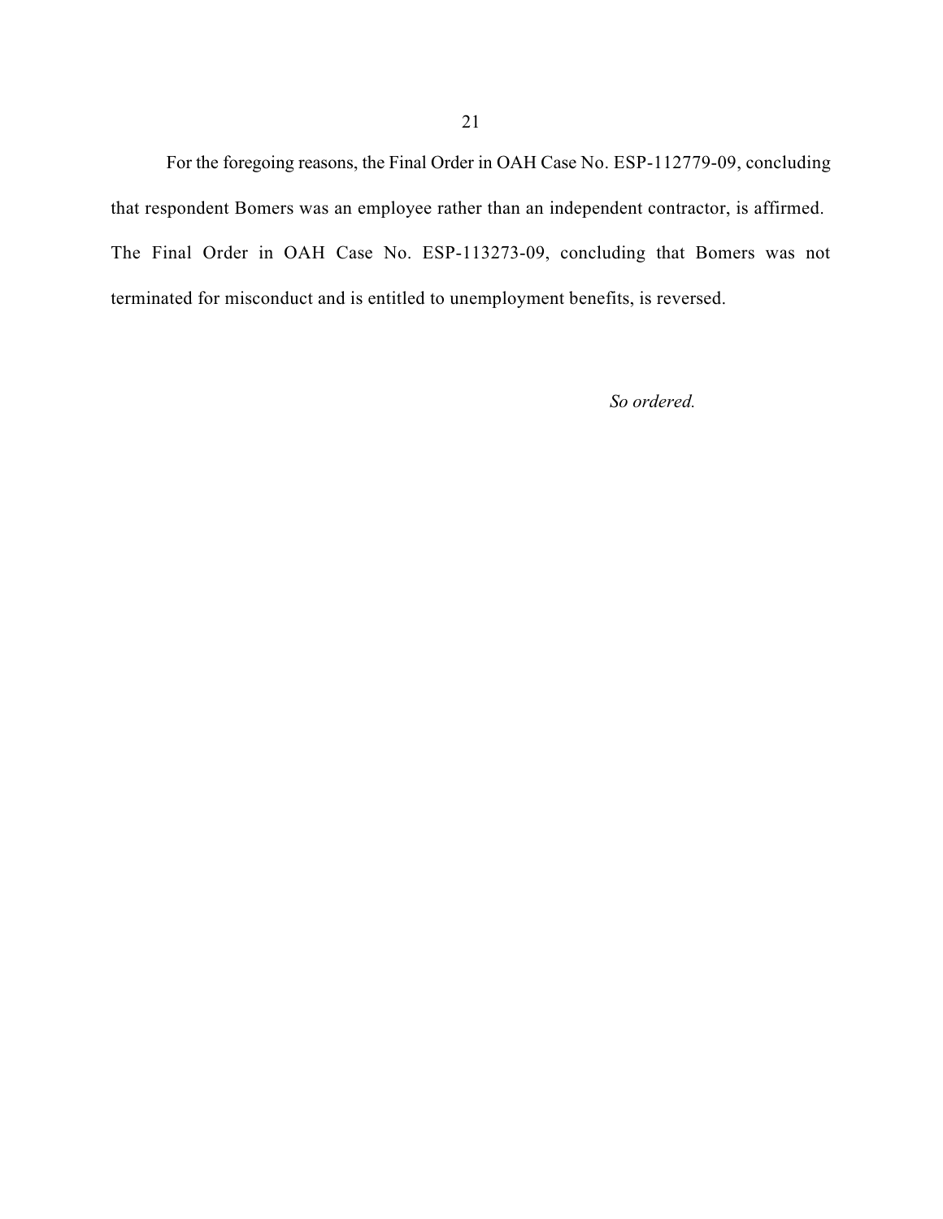For the foregoing reasons, the Final Order in OAH Case No. ESP-112779-09, concluding that respondent Bomers was an employee rather than an independent contractor, is affirmed. The Final Order in OAH Case No. ESP-113273-09, concluding that Bomers was not terminated for misconduct and is entitled to unemployment benefits, is reversed.

*So ordered.*